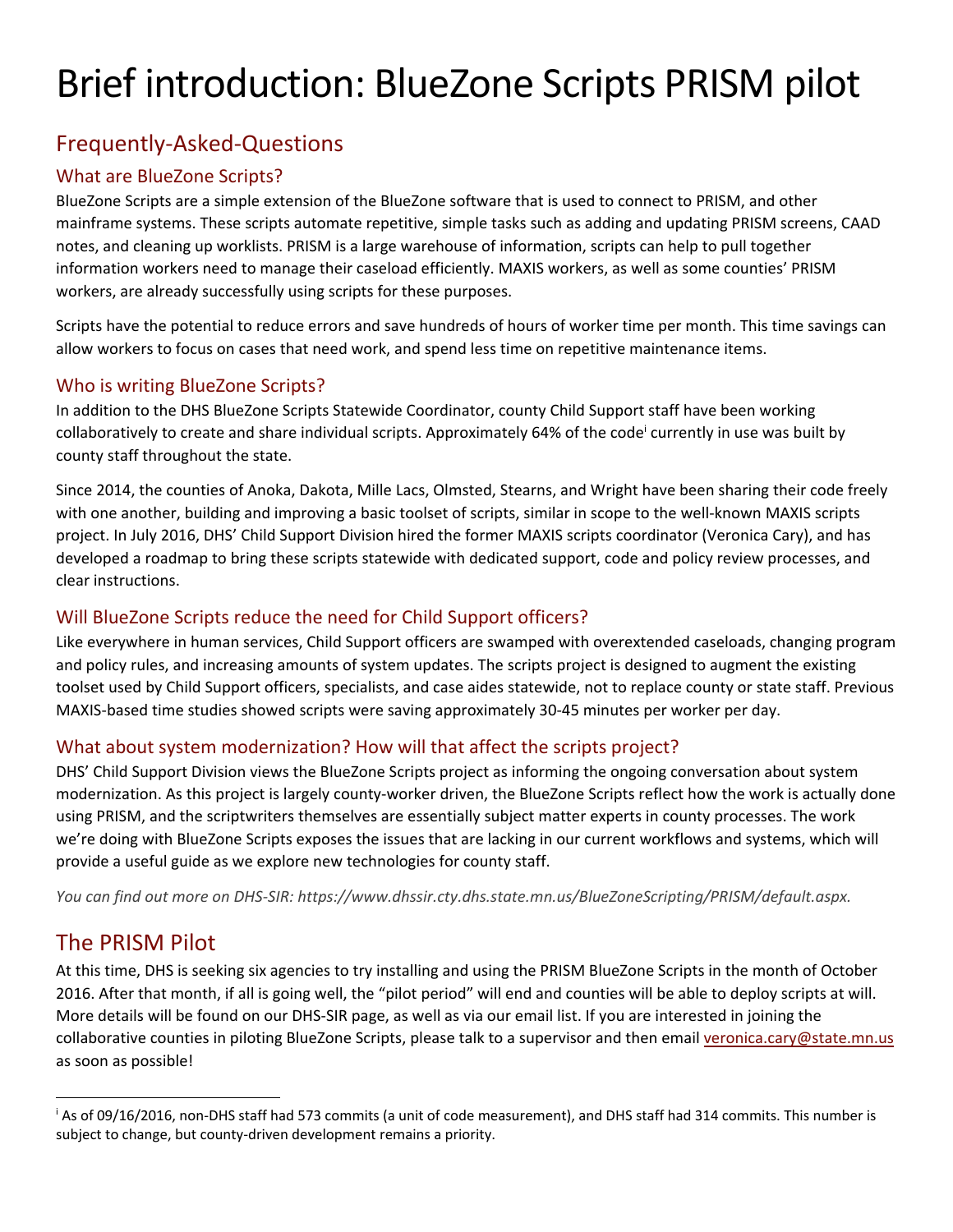# Brief introduction: BlueZone Scripts PRISM pilot

## Frequently-Asked-Questions

### What are BlueZone Scripts?

BlueZone Scripts are a simple extension of the BlueZone software that is used to connect to PRISM, and other mainframe systems. These scripts automate repetitive, simple tasks such as adding and updating PRISM screens, CAAD notes, and cleaning up worklists. PRISM is a large warehouse of information, scripts can help to pull together information workers need to manage their caseload efficiently. MAXIS workers, as well as some counties' PRISM workers, are already successfully using scripts for these purposes.

Scripts have the potential to reduce errors and save hundreds of hours of worker time per month. This time savings can allow workers to focus on cases that need work, and spend less time on repetitive maintenance items.

### Who is writing BlueZone Scripts?

In addition to the DHS BlueZone Scripts Statewide Coordinator, county Child Support staff have been working collaboratively to create and share individual scripts. Approximately 64% of the code[i] currently in use was built by county staff throughout the state.

Since 2014, the counties of Anoka, Dakota, Mille Lacs, Olmsted, Stearns, and Wright have been sharing their code freely with one another, building and improving a basic toolset of scripts, similar in scope to the well-known MAXIS scripts project. In July 2016, DHS' Child Support Division hired the former MAXIS scripts coordinator (Veronica Cary), and has developed a roadmap to bring these scripts statewide with dedicated support, code and policy review processes, and clear instructions.

### Will BlueZone Scripts reduce the need for Child Support officers?

Like everywhere in human services, Child Support officers are swamped with overextended caseloads, changing program and policy rules, and increasing amounts of system updates. The scripts project is designed to augment the existing toolset used by Child Support officers, specialists, and case aides statewide, not to replace county or state staff. Previous MAXIS-based time studies showed scripts were saving approximately 30-45 minutes per worker per day.

### What about system modernization? How will that affect the scripts project?

DHS' Child Support Division views the BlueZone Scripts project as informing the ongoing conversation about system modernization. As this project is largely county-worker driven, the BlueZone Scripts reflect how the work is actually done using PRISM, and the scriptwriters themselves are essentially subject matter experts in county processes. The work we're doing with BlueZone Scripts exposes the issues that are lacking in our current workflows and systems, which will provide a useful guide as we explore new technologies for county staff.

*You can find out more on DHS-SIR: https://www.dhssir.cty.dhs.state.mn.us/BlueZoneScripting/PRISM/default.aspx.*

## The PRISM Pilot

At this time, DHS is seeking six agencies to try installing and using the PRISM BlueZone Scripts in the month of October 2016. After that month, if all is going well, the "pilot period" will end and counties will be able to deploy scripts at will. More details will be found on our DHS-SIR page, as well as via our email list. If you are interested in joining the collaborative counties in piloting BlueZone Scripts, please talk to a supervisor and then email veronica.cary@state.mn.us as soon as possible!

---

[i] As of 09/16/2016, non-DHS staff had 573 commits (a unit of code measurement), and DHS staff had 314 commits. This number is subject to change, but county-driven development remains a priority.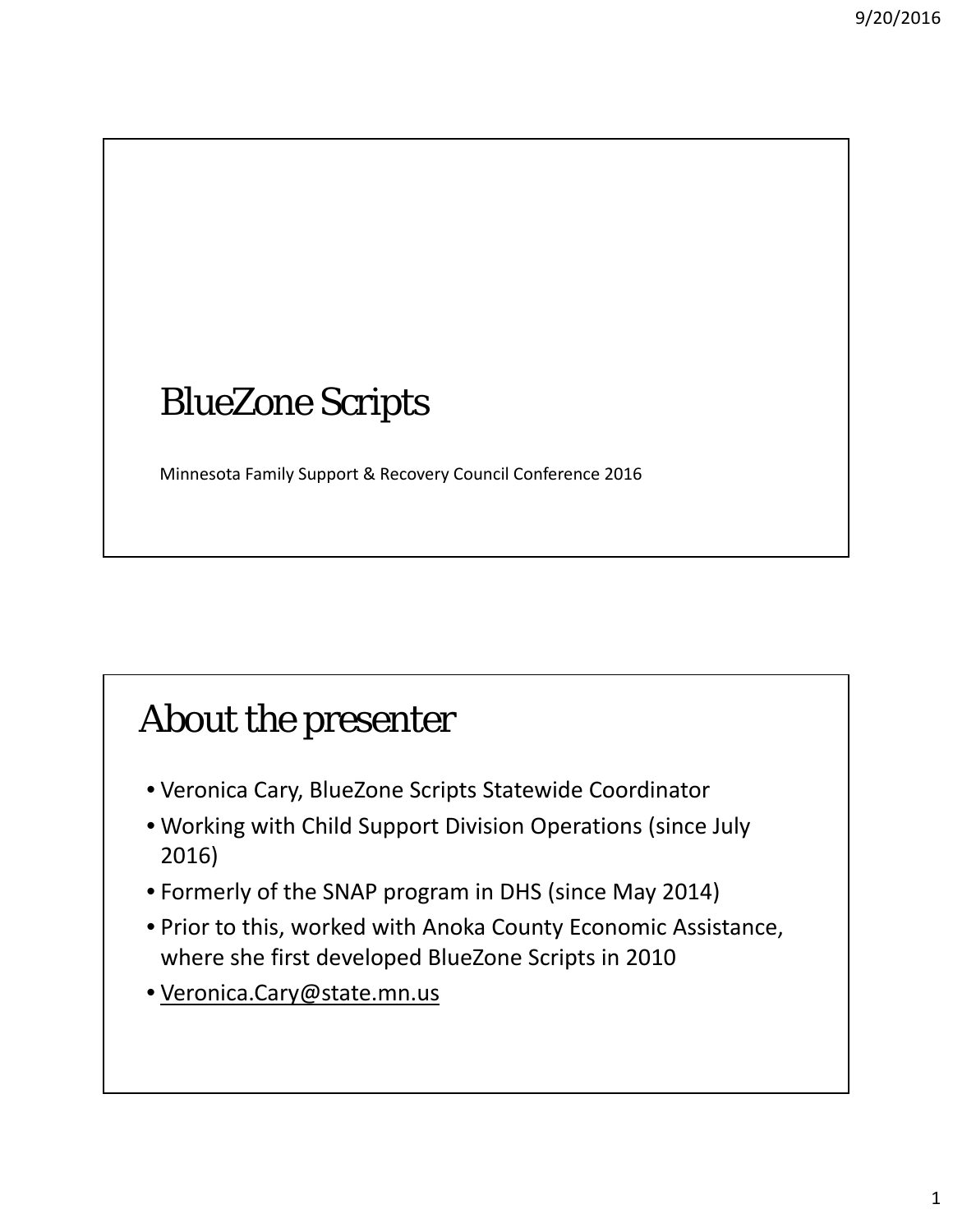# BlueZone Scripts

Minnesota Family Support & Recovery Council Conference 2016

## About the presenter

- Veronica Cary, BlueZone Scripts Statewide Coordinator
- Working with Child Support Division Operations (since July 2016)
- Formerly of the SNAP program in DHS (since May 2014)
- Prior to this, worked with Anoka County Economic Assistance, where she first developed BlueZone Scripts in 2010
- Veronica.Cary@state.mn.us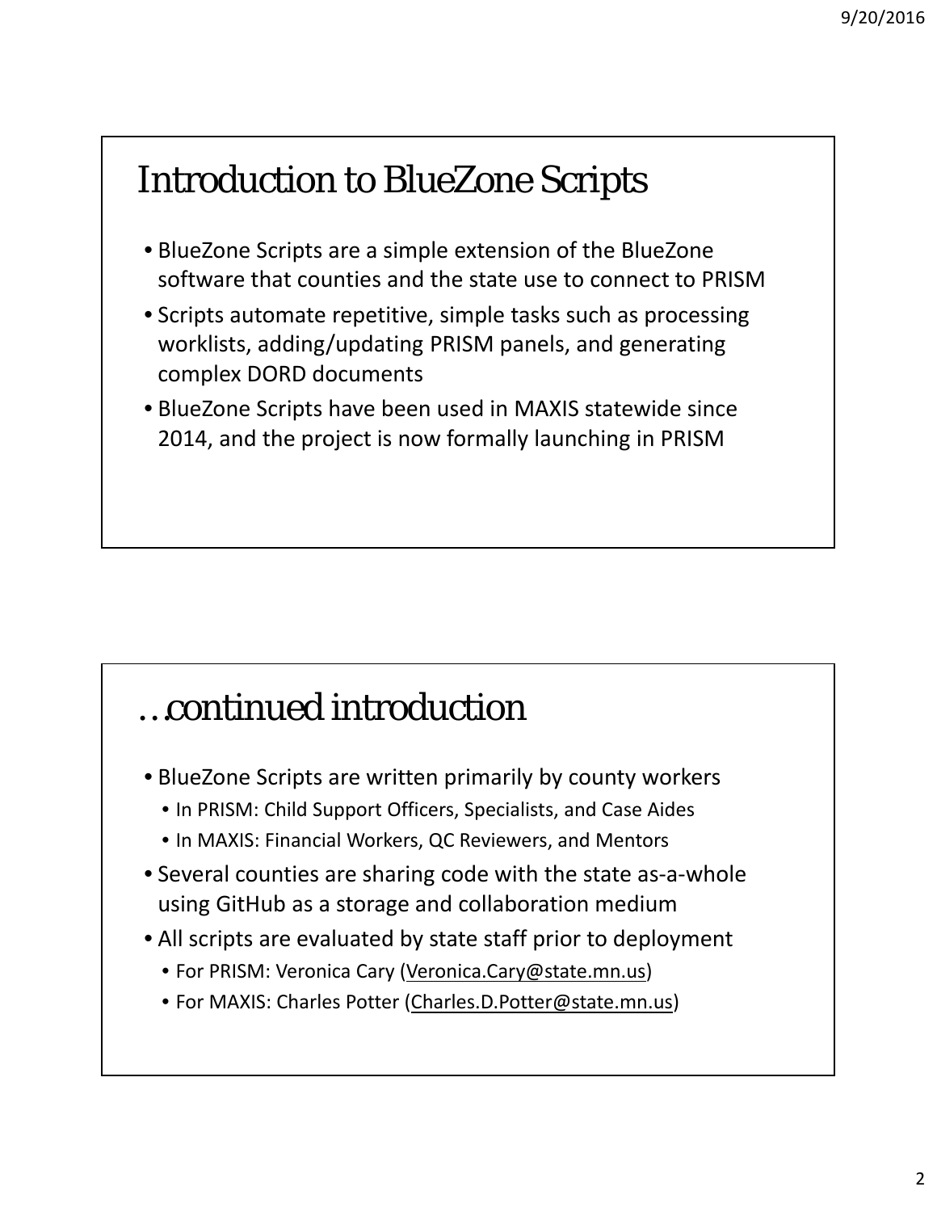## Introduction to BlueZone Scripts

- BlueZone Scripts are a simple extension of the BlueZone software that counties and the state use to connect to PRISM
- Scripts automate repetitive, simple tasks such as processing worklists, adding/updating PRISM panels, and generating complex DORD documents
- BlueZone Scripts have been used in MAXIS statewide since 2014, and the project is now formally launching in PRISM

## …continued introduction

- BlueZone Scripts are written primarily by county workers
  - In PRISM: Child Support Officers, Specialists, and Case Aides
  - In MAXIS: Financial Workers, QC Reviewers, and Mentors
- Several counties are sharing code with the state as-a-whole using GitHub as a storage and collaboration medium
- All scripts are evaluated by state staff prior to deployment
  - For PRISM: Veronica Cary (Veronica.Cary@state.mn.us)
  - For MAXIS: Charles Potter (Charles.D.Potter@state.mn.us)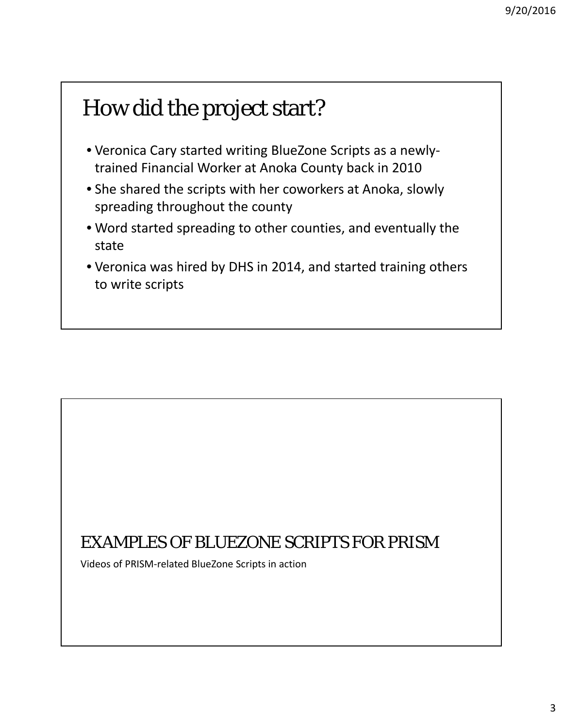# How did the project start?

- Veronica Cary started writing BlueZone Scripts as a newly-trained Financial Worker at Anoka County back in 2010
- She shared the scripts with her coworkers at Anoka, slowly spreading throughout the county
- Word started spreading to other counties, and eventually the state
- Veronica was hired by DHS in 2014, and started training others to write scripts

# EXAMPLES OF BLUEZONE SCRIPTS FOR PRISM

Videos of PRISM-related BlueZone Scripts in action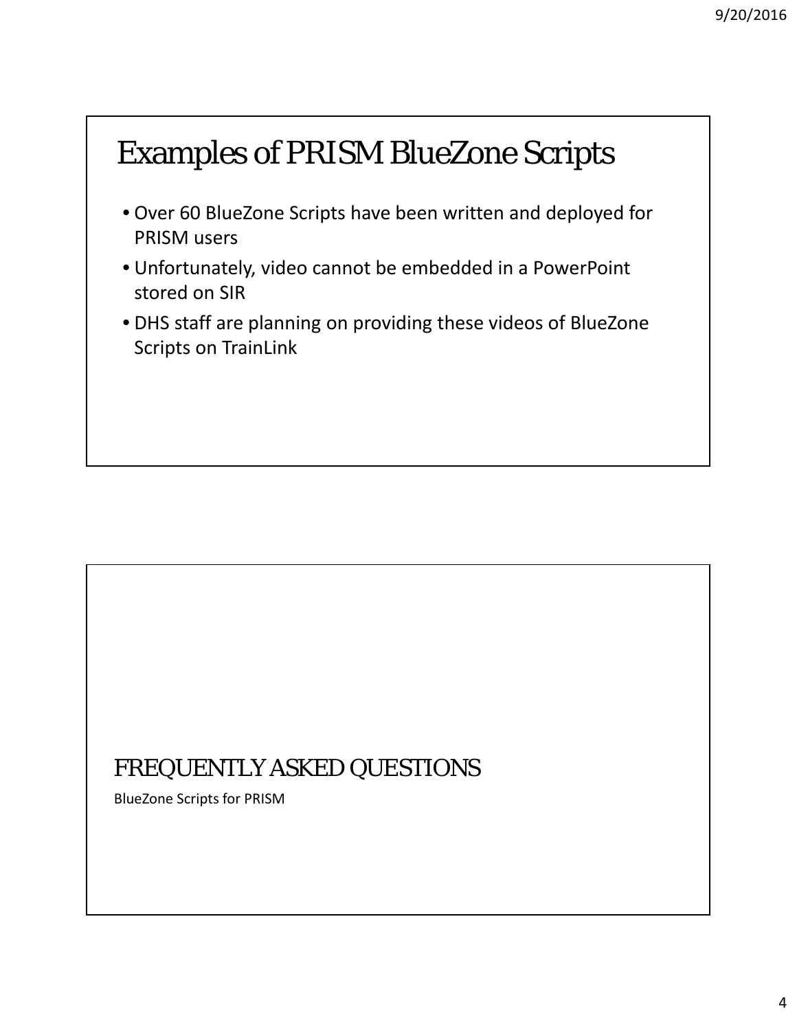# Examples of PRISM BlueZone Scripts

- Over 60 BlueZone Scripts have been written and deployed for PRISM users
- Unfortunately, video cannot be embedded in a PowerPoint stored on SIR
- DHS staff are planning on providing these videos of BlueZone Scripts on TrainLink

# FREQUENTLY ASKED QUESTIONS

BlueZone Scripts for PRISM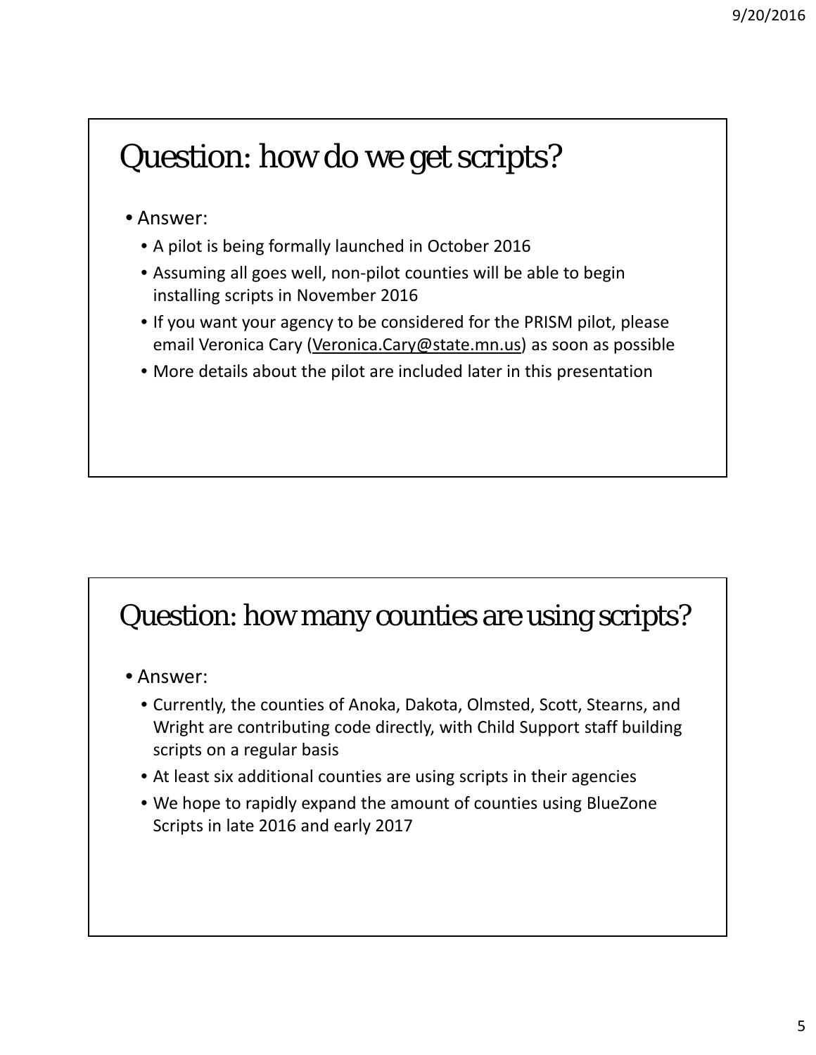## Question: how do we get scripts?

- Answer:
  - A pilot is being formally launched in October 2016
  - Assuming all goes well, non-pilot counties will be able to begin installing scripts in November 2016
  - If you want your agency to be considered for the PRISM pilot, please email Veronica Cary (Veronica.Cary@state.mn.us) as soon as possible
  - More details about the pilot are included later in this presentation

## Question: how many counties are using scripts?

- Answer:
  - Currently, the counties of Anoka, Dakota, Olmsted, Scott, Stearns, and Wright are contributing code directly, with Child Support staff building scripts on a regular basis
  - At least six additional counties are using scripts in their agencies
  - We hope to rapidly expand the amount of counties using BlueZone Scripts in late 2016 and early 2017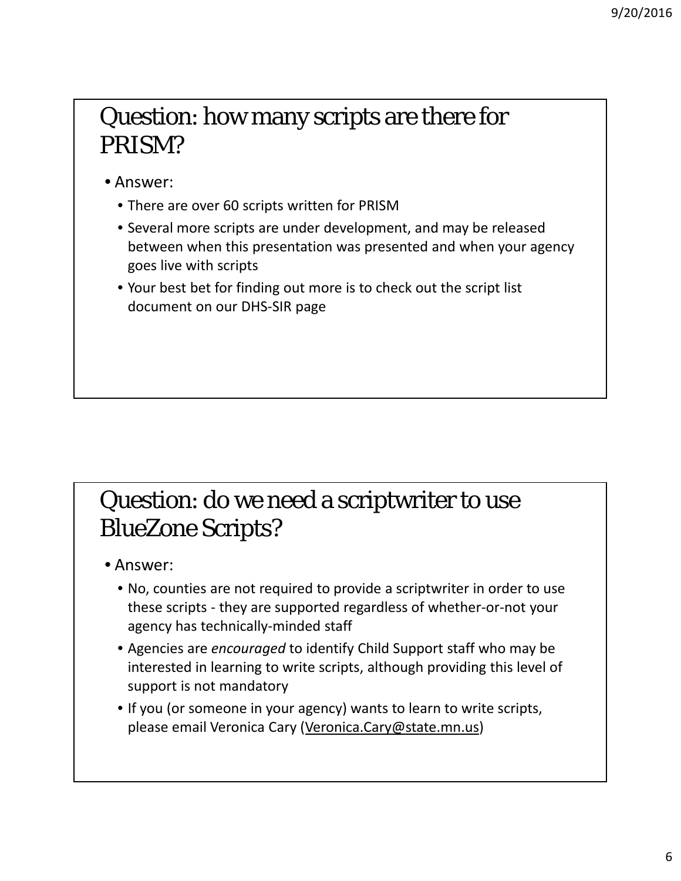## Question: how many scripts are there for PRISM?

- Answer:
  - There are over 60 scripts written for PRISM
  - Several more scripts are under development, and may be released between when this presentation was presented and when your agency goes live with scripts
  - Your best bet for finding out more is to check out the script list document on our DHS-SIR page

## Question: do we need a scriptwriter to use BlueZone Scripts?

- Answer:
  - No, counties are not required to provide a scriptwriter in order to use these scripts - they are supported regardless of whether-or-not your agency has technically-minded staff
  - Agencies are *encouraged* to identify Child Support staff who may be interested in learning to write scripts, although providing this level of support is not mandatory
  - If you (or someone in your agency) wants to learn to write scripts, please email Veronica Cary (Veronica.Cary@state.mn.us)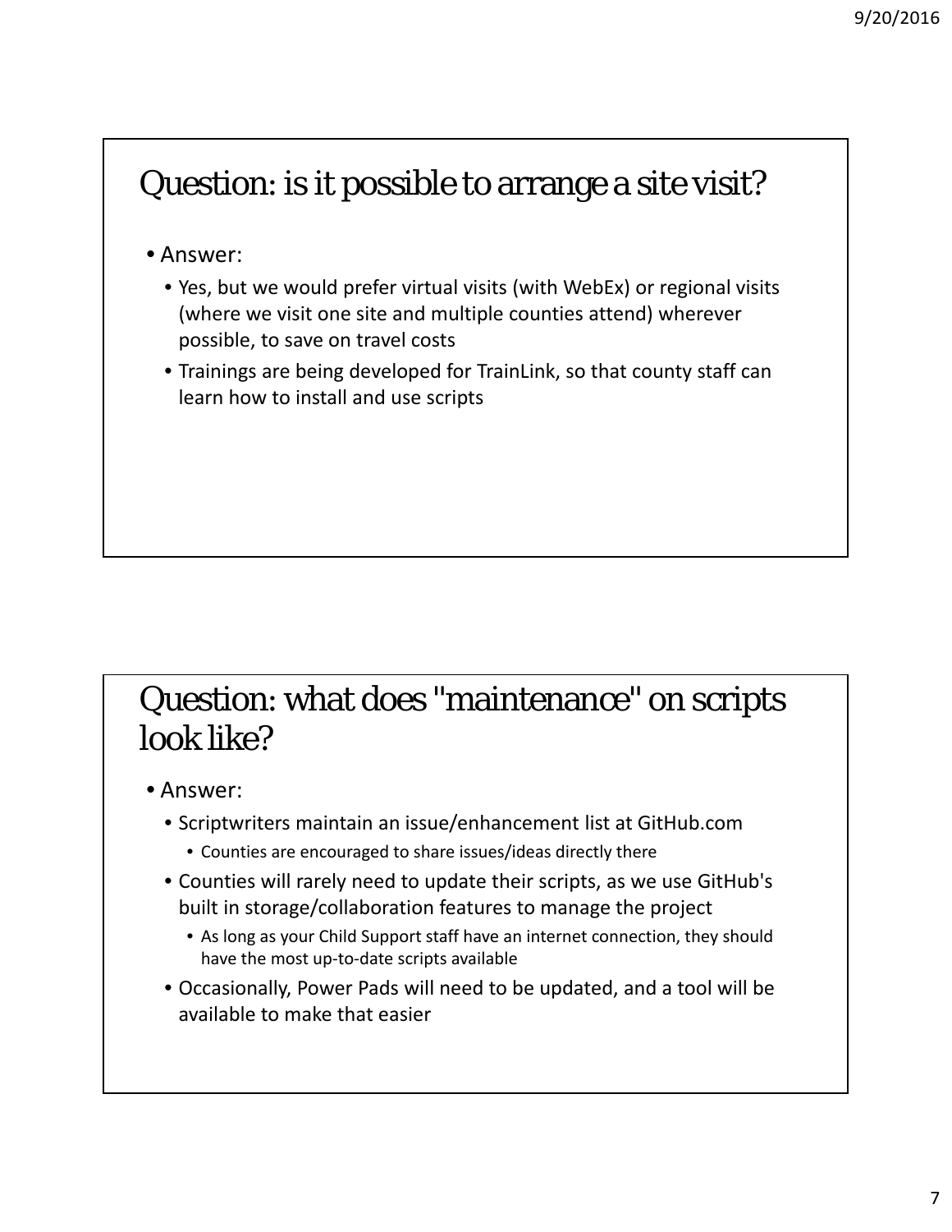## Question: is it possible to arrange a site visit?

- Answer:
  - Yes, but we would prefer virtual visits (with WebEx) or regional visits (where we visit one site and multiple counties attend) wherever possible, to save on travel costs
  - Trainings are being developed for TrainLink, so that county staff can learn how to install and use scripts

## Question: what does "maintenance" on scripts look like?

- Answer:
  - Scriptwriters maintain an issue/enhancement list at GitHub.com
    - Counties are encouraged to share issues/ideas directly there
  - Counties will rarely need to update their scripts, as we use GitHub's built in storage/collaboration features to manage the project
    - As long as your Child Support staff have an internet connection, they should have the most up-to-date scripts available
  - Occasionally, Power Pads will need to be updated, and a tool will be available to make that easier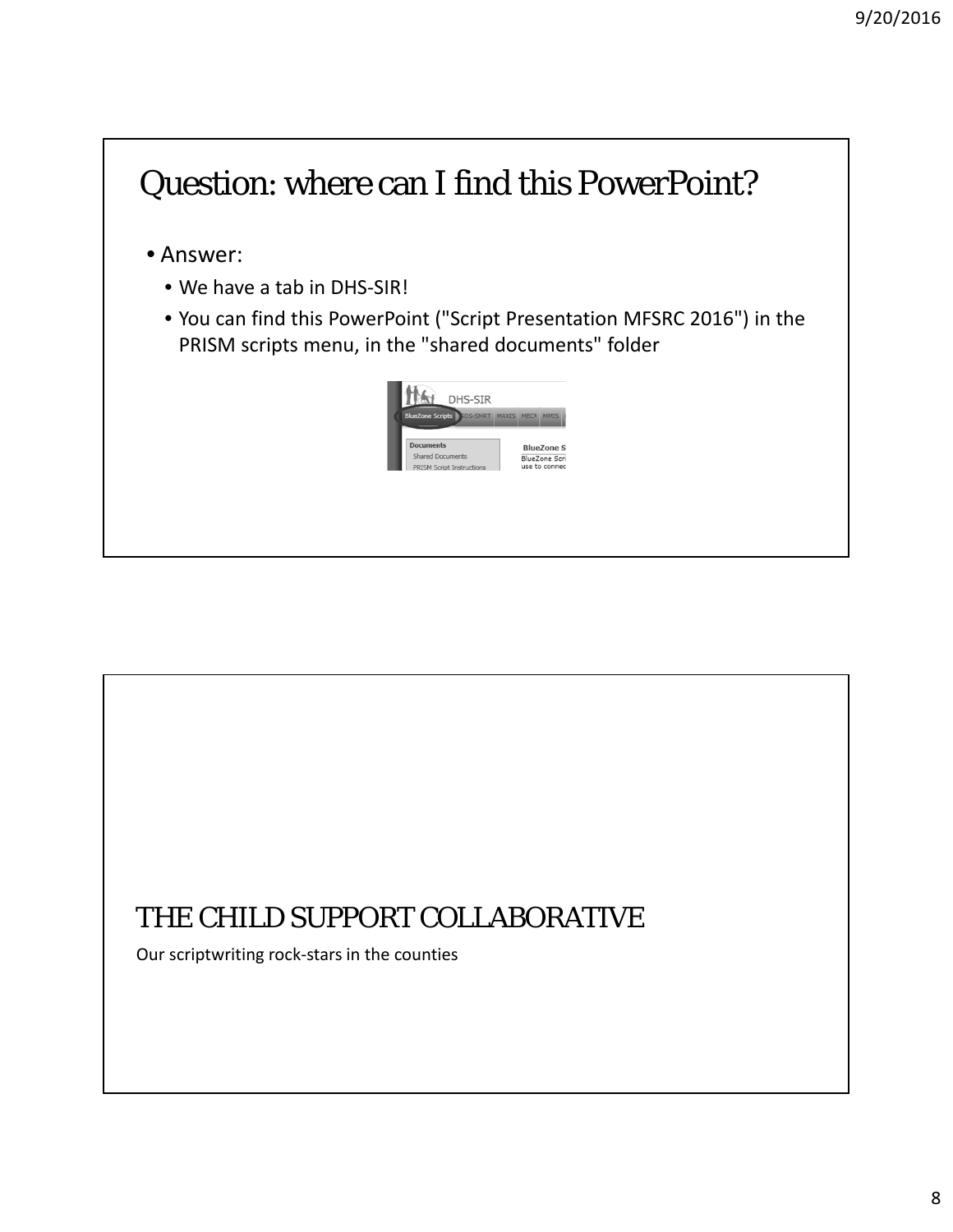# Question: where can I find this PowerPoint?

- Answer:
  - We have a tab in DHS-SIR!
  - You can find this PowerPoint ("Script Presentation MFSRC 2016") in the PRISM scripts menu, in the "shared documents" folder

# THE CHILD SUPPORT COLLABORATIVE

Our scriptwriting rock-stars in the counties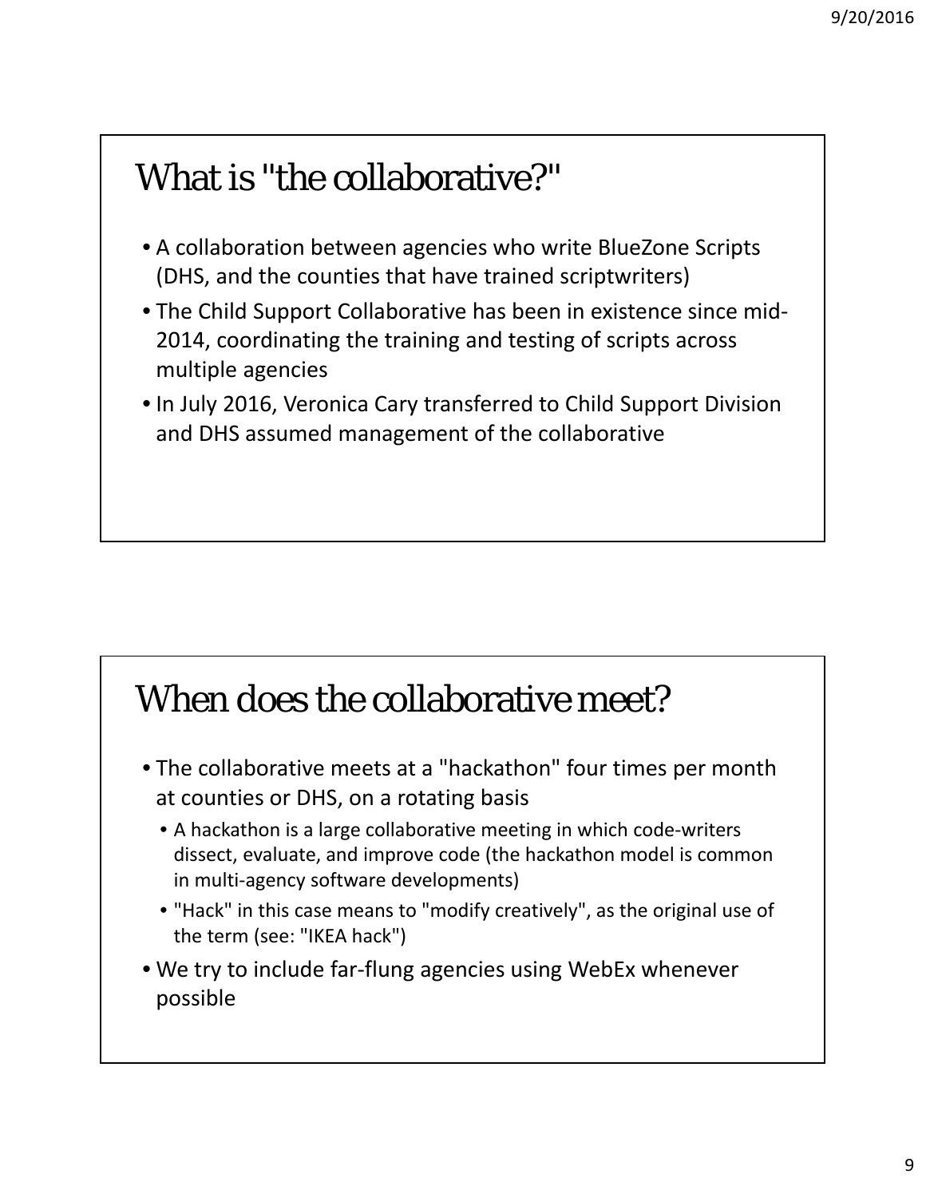# What is "the collaborative?"

- A collaboration between agencies who write BlueZone Scripts (DHS, and the counties that have trained scriptwriters)
- The Child Support Collaborative has been in existence since mid-2014, coordinating the training and testing of scripts across multiple agencies
- In July 2016, Veronica Cary transferred to Child Support Division and DHS assumed management of the collaborative

# When does the collaborative meet?

- The collaborative meets at a "hackathon" four times per month at counties or DHS, on a rotating basis
  - A hackathon is a large collaborative meeting in which code-writers dissect, evaluate, and improve code (the hackathon model is common in multi-agency software developments)
  - "Hack" in this case means to "modify creatively", as the original use of the term (see: "IKEA hack")
- We try to include far-flung agencies using WebEx whenever possible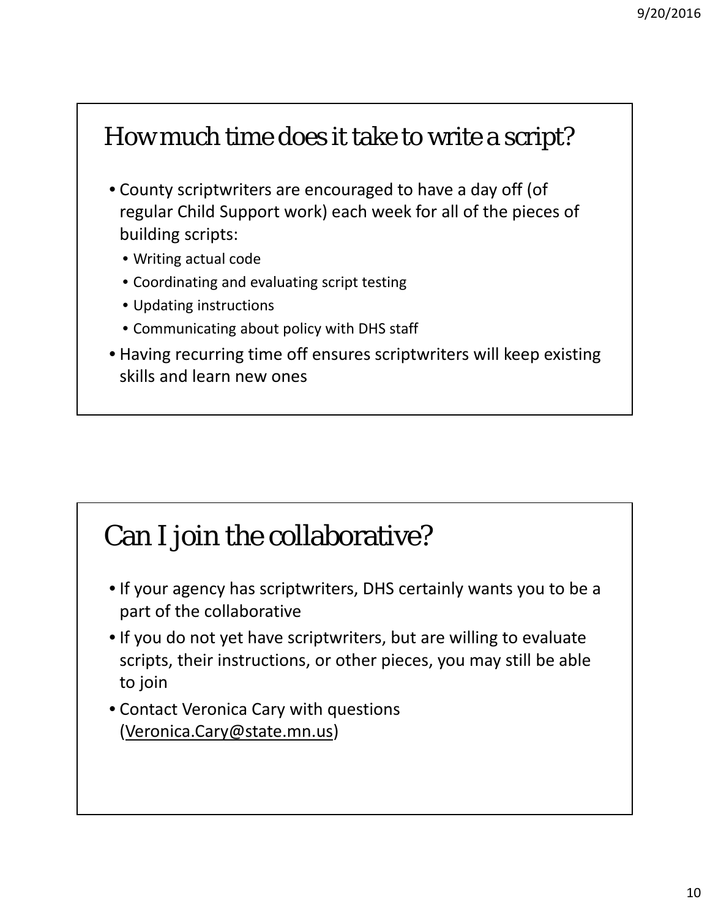## How much time does it take to write a script?

- County scriptwriters are encouraged to have a day off (of regular Child Support work) each week for all of the pieces of building scripts:
  - Writing actual code
  - Coordinating and evaluating script testing
  - Updating instructions
  - Communicating about policy with DHS staff
- Having recurring time off ensures scriptwriters will keep existing skills and learn new ones

## Can I join the collaborative?

- If your agency has scriptwriters, DHS certainly wants you to be a part of the collaborative
- If you do not yet have scriptwriters, but are willing to evaluate scripts, their instructions, or other pieces, you may still be able to join
- Contact Veronica Cary with questions (Veronica.Cary@state.mn.us)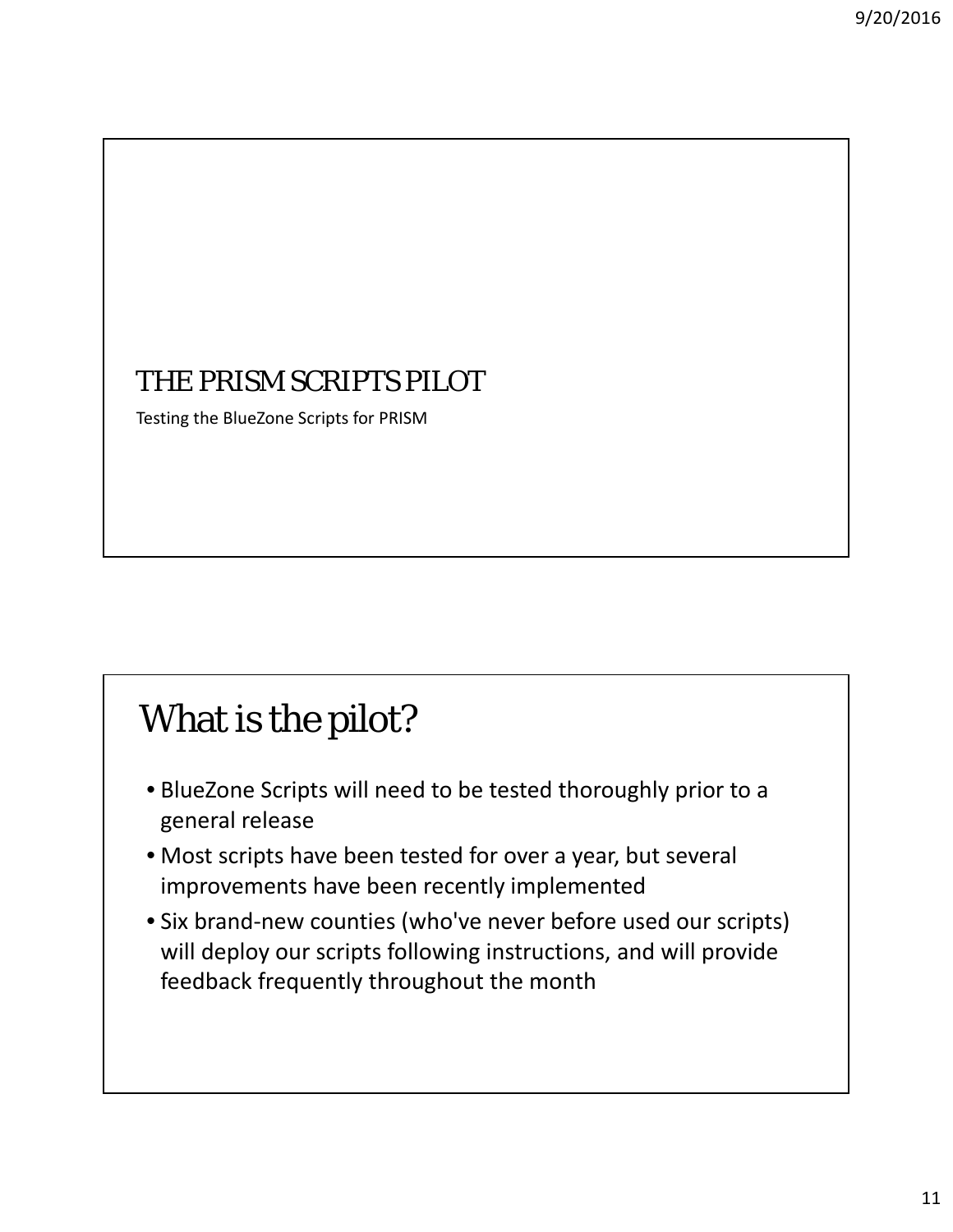# THE PRISM SCRIPTS PILOT

Testing the BlueZone Scripts for PRISM

## What is the pilot?

- BlueZone Scripts will need to be tested thoroughly prior to a general release
- Most scripts have been tested for over a year, but several improvements have been recently implemented
- Six brand-new counties (who've never before used our scripts) will deploy our scripts following instructions, and will provide feedback frequently throughout the month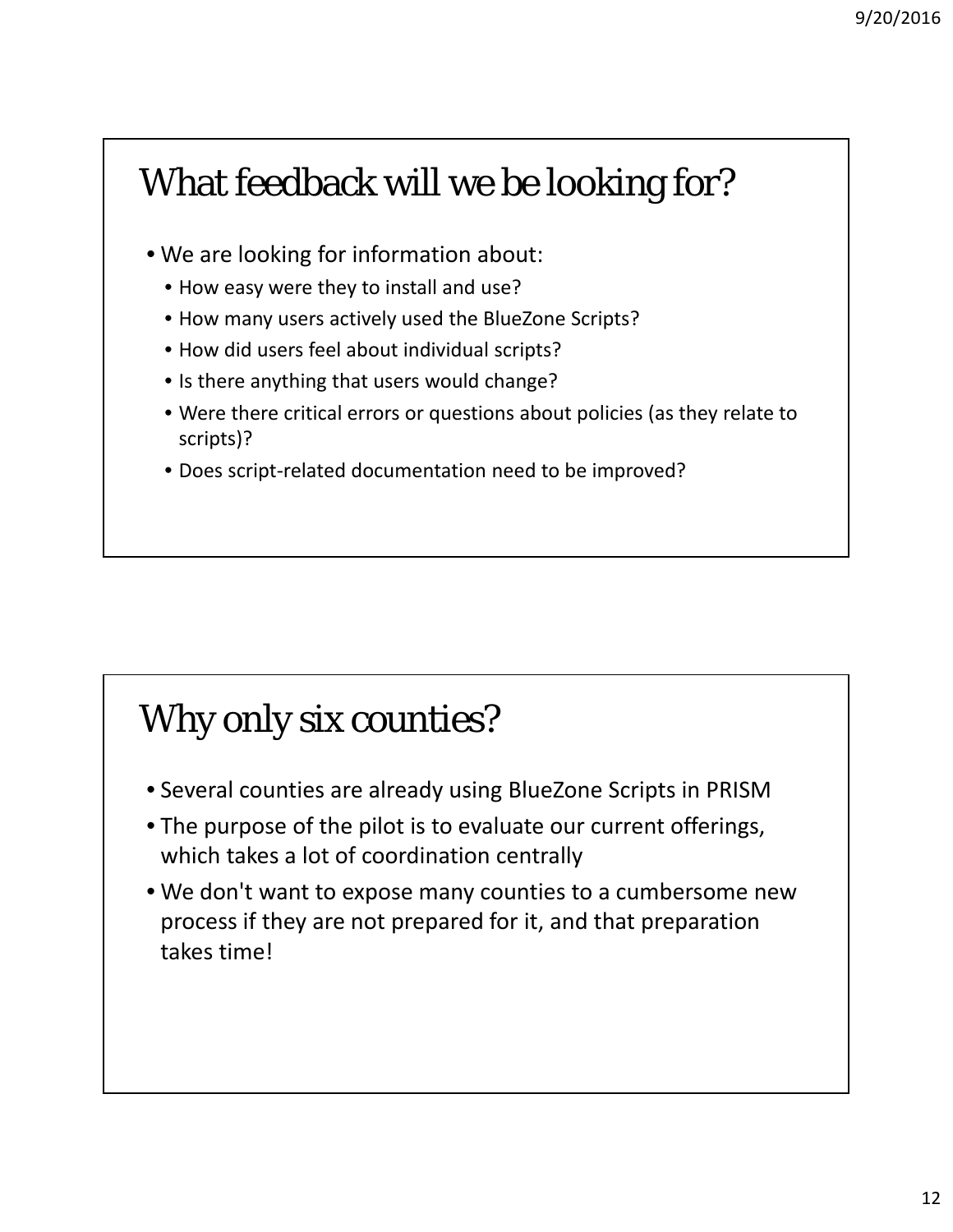## What feedback will we be looking for?

- We are looking for information about:
  - How easy were they to install and use?
  - How many users actively used the BlueZone Scripts?
  - How did users feel about individual scripts?
  - Is there anything that users would change?
  - Were there critical errors or questions about policies (as they relate to scripts)?
  - Does script-related documentation need to be improved?

## Why only six counties?

- Several counties are already using BlueZone Scripts in PRISM
- The purpose of the pilot is to evaluate our current offerings, which takes a lot of coordination centrally
- We don't want to expose many counties to a cumbersome new process if they are not prepared for it, and that preparation takes time!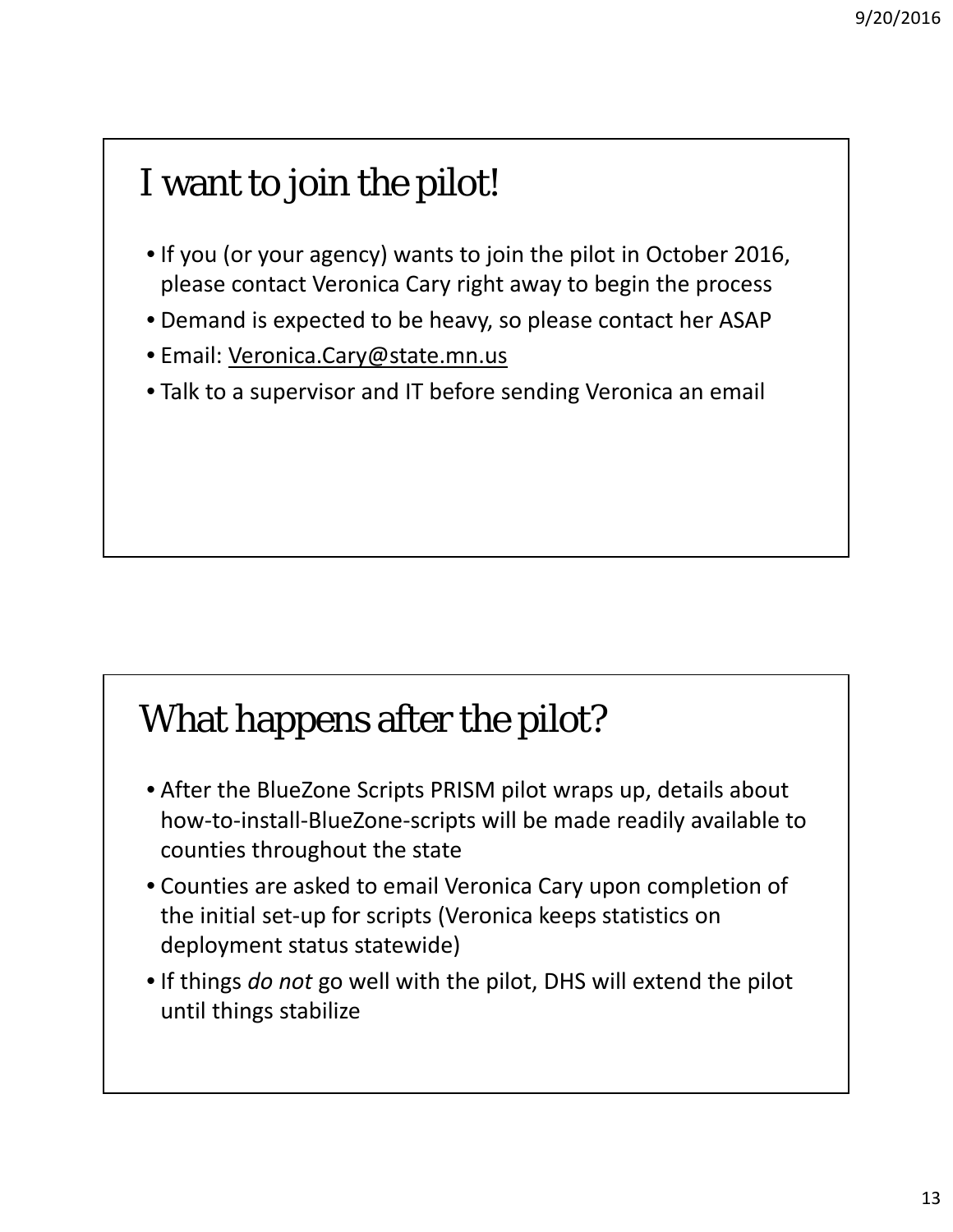## I want to join the pilot!

- If you (or your agency) wants to join the pilot in October 2016, please contact Veronica Cary right away to begin the process
- Demand is expected to be heavy, so please contact her ASAP
- Email: Veronica.Cary@state.mn.us
- Talk to a supervisor and IT before sending Veronica an email

## What happens after the pilot?

- After the BlueZone Scripts PRISM pilot wraps up, details about how-to-install-BlueZone-scripts will be made readily available to counties throughout the state
- Counties are asked to email Veronica Cary upon completion of the initial set-up for scripts (Veronica keeps statistics on deployment status statewide)
- If things *do not* go well with the pilot, DHS will extend the pilot until things stabilize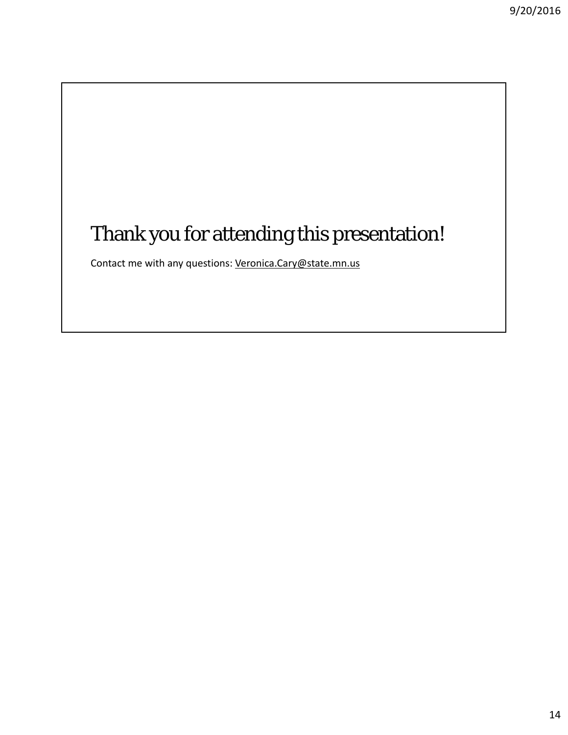# Thank you for attending this presentation!

Contact me with any questions: Veronica.Cary@state.mn.us